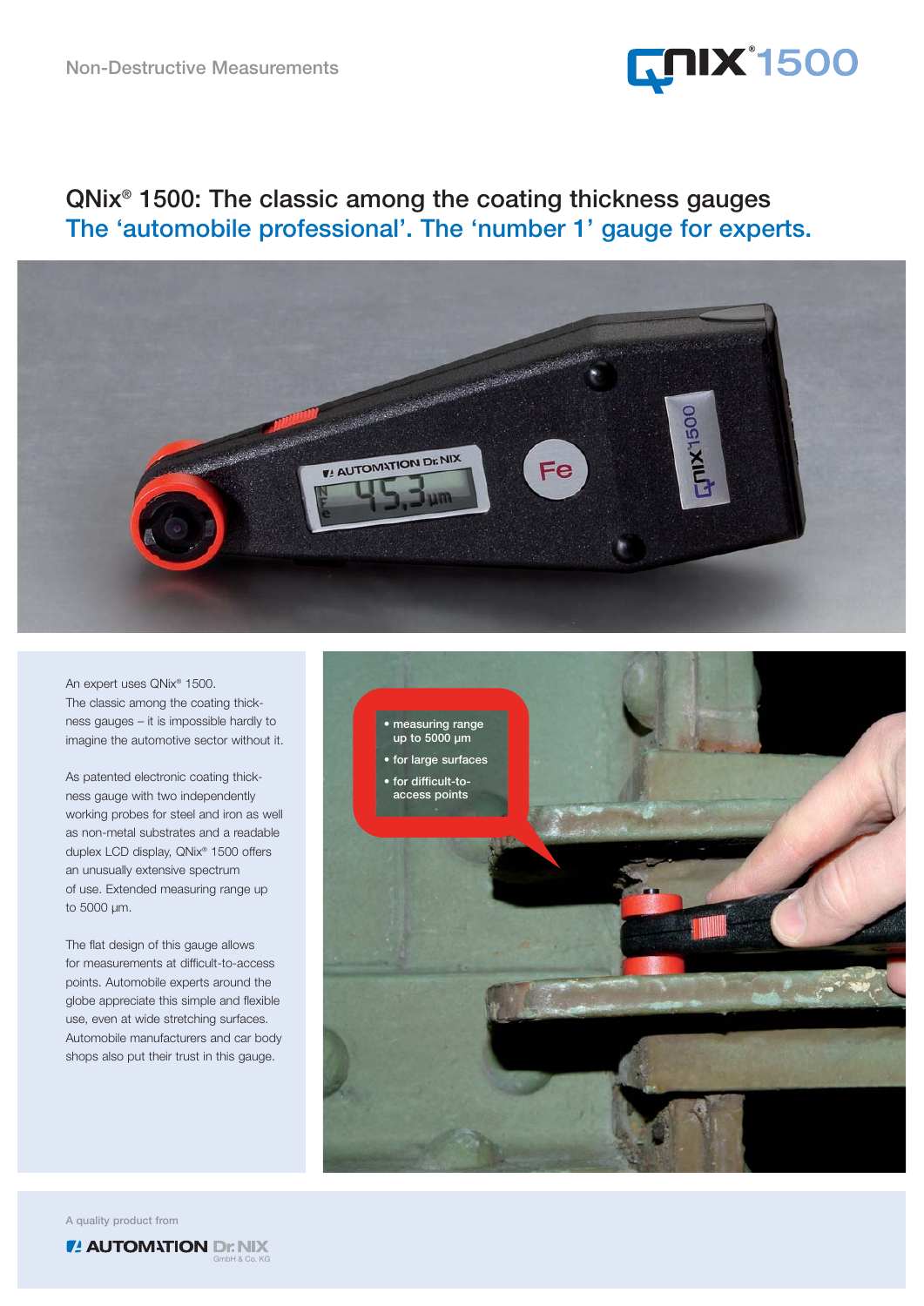Non-Destructive Measurements

QNix® 1500

# QNix® 1500: The classic among the coating thickness gauges

## The 'automobile professional'. The 'number 1' gauge for experts.

An expert uses QNix® 1500.
The classic among the coating thickness gauges – it is impossible hardly to imagine the automotive sector without it.

As patented electronic coating thickness gauge with two independently working probes for steel and iron as well as non-metal substrates and a readable duplex LCD display, QNix® 1500 offers an unusually extensive spectrum of use. Extended measuring range up to 5000 µm.

The flat design of this gauge allows for measurements at difficult-to-access points. Automobile experts around the globe appreciate this simple and flexible use, even at wide stretching surfaces. Automobile manufacturers and car body shops also put their trust in this gauge.

- measuring range up to 5000 µm
- for large surfaces
- for difficult-to-access points

A quality product from

AUTOMATION Dr. NIX GmbH & Co. KG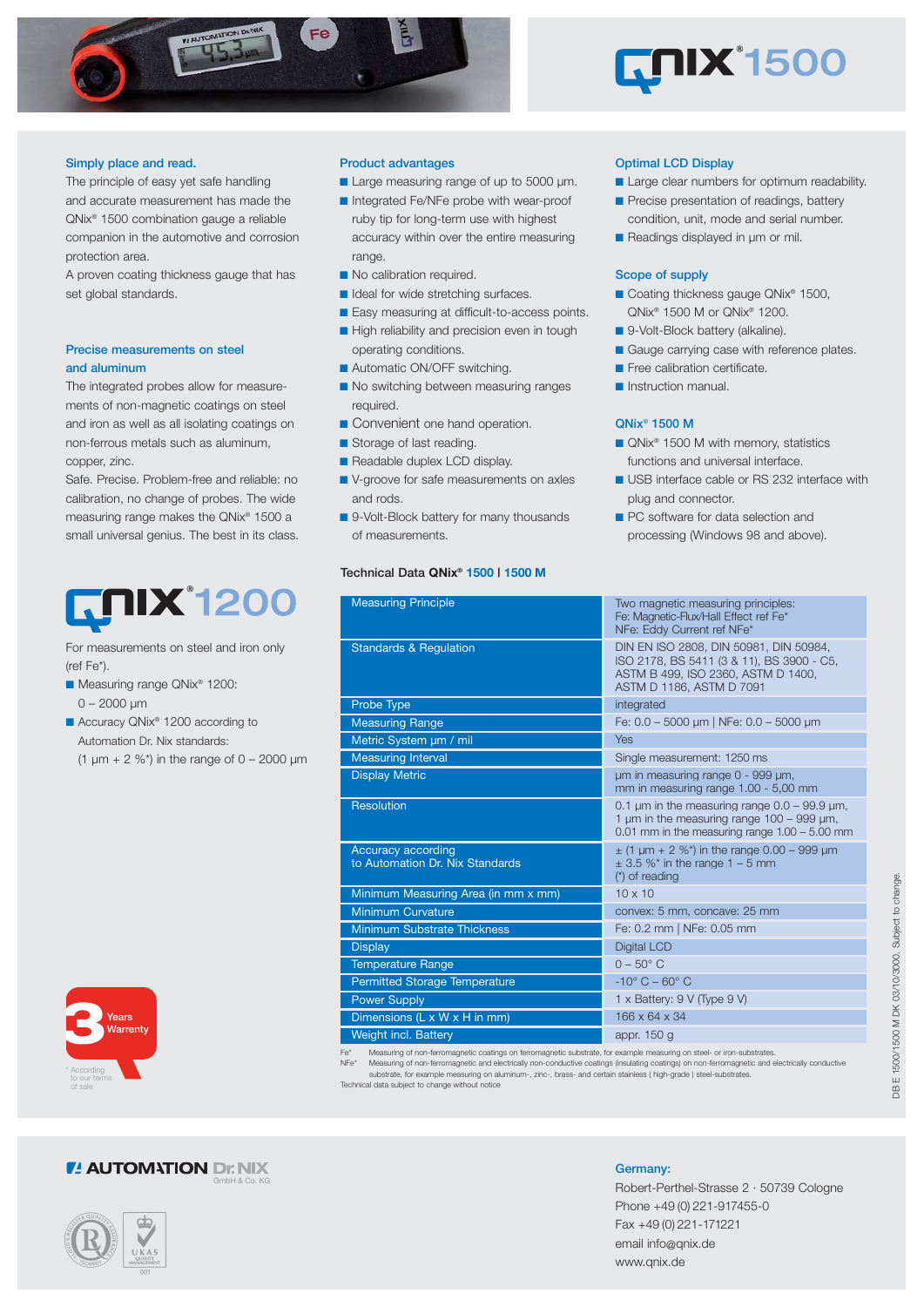# QNix® 1500

### Simply place and read.

The principle of easy yet safe handling and accurate measurement has made the QNix® 1500 combination gauge a reliable companion in the automotive and corrosion protection area.
A proven coating thickness gauge that has set global standards.

### Precise measurements on steel and aluminum

The integrated probes allow for measurements of non-magnetic coatings on steel and iron as well as all isolating coatings on non-ferrous metals such as aluminum, copper, zinc.
Safe. Precise. Problem-free and reliable: no calibration, no change of probes. The wide measuring range makes the QNix® 1500 a small universal genius. The best in its class.

### Product advantages

- Large measuring range of up to 5000 µm.
- Integrated Fe/NFe probe with wear-proof ruby tip for long-term use with highest accuracy within over the entire measuring range.
- No calibration required.
- Ideal for wide stretching surfaces.
- Easy measuring at difficult-to-access points.
- High reliability and precision even in tough operating conditions.
- Automatic ON/OFF switching.
- No switching between measuring ranges required.
- Convenient one hand operation.
- Storage of last reading.
- Readable duplex LCD display.
- V-groove for safe measurements on axles and rods.
- 9-Volt-Block battery for many thousands of measurements.

### Optimal LCD Display

- Large clear numbers for optimum readability.
- Precise presentation of readings, battery condition, unit, mode and serial number.
- Readings displayed in µm or mil.

### Scope of supply

- Coating thickness gauge QNix® 1500, QNix® 1500 M or QNix® 1200.
- 9-Volt-Block battery (alkaline).
- Gauge carrying case with reference plates.
- Free calibration certificate.
- Instruction manual.

### QNix® 1500 M

- QNix® 1500 M with memory, statistics functions and universal interface.
- USB interface cable or RS 232 interface with plug and connector.
- PC software for data selection and processing (Windows 98 and above).

# QNix® 1200

For measurements on steel and iron only (ref Fe*).

- Measuring range QNix® 1200: 0 – 2000 µm
- Accuracy QNix® 1200 according to Automation Dr. Nix standards: (1 µm + 2 %*) in the range of 0 – 2000 µm

3 Years Warrenty

\* According to our terms of sale

### Technical Data QNix® 1500 | 1500 M

| | |
|---|---|
| Measuring Principle | Two magnetic measuring principles:<br>Fe: Magnetic-Flux/Hall Effect ref Fe*<br>NFe: Eddy Current ref NFe* |
| Standards & Regulation | DIN EN ISO 2808, DIN 50981, DIN 50984, ISO 2178, BS 5411 (3 & 11), BS 3900 - C5, ASTM B 499, ISO 2360, ASTM D 1400, ASTM D 1186, ASTM D 7091 |
| Probe Type | integrated |
| Measuring Range | Fe: 0.0 – 5000 µm \| NFe: 0.0 – 5000 µm |
| Metric System µm / mil | Yes |
| Measuring Interval | Single measurement: 1250 ms |
| Display Metric | µm in measuring range 0 - 999 µm,<br>mm in measuring range 1.00 - 5,00 mm |
| Resolution | 0.1 µm in the measuring range 0.0 – 99.9 µm,<br>1 µm in the measuring range 100 – 999 µm,<br>0.01 mm in the measuring range 1.00 – 5.00 mm |
| Accuracy according to Automation Dr. Nix Standards | ± (1 µm + 2 %*) in the range 0.00 – 999 µm<br>± 3.5 %* in the range 1 – 5 mm<br>(*) of reading |
| Minimum Measuring Area (in mm x mm) | 10 x 10 |
| Minimum Curvature | convex: 5 mm, concave: 25 mm |
| Minimum Substrate Thickness | Fe: 0.2 mm \| NFe: 0.05 mm |
| Display | Digital LCD |
| Temperature Range | 0 – 50° C |
| Permitted Storage Temperature | -10° C – 60° C |
| Power Supply | 1 x Battery: 9 V (Type 9 V) |
| Dimensions (L x W x H in mm) | 166 x 64 x 34 |
| Weight incl. Battery | appr. 150 g |

Fe* Measuring of non-ferromagnetic coatings on ferromagnetic substrate, for example measuring on steel- or iron-substrates.
NFe* Measuring of non-ferromagnetic and electrically non-conductive coatings (insulating coatings) on non-ferromagnetic and electrically conductive substrate, for example measuring on aluminum-, zinc-, brass- and certain stainless ( high-grade ) steel-substrates.
Technical data subject to change without notice

DB E 1500/1500 M DK 03/10/3000. Subject to change.

AUTOMATION Dr. NIX GmbH & Co. KG

**Germany:**
Robert-Perthel-Strasse 2 · 50739 Cologne
Phone +49 (0) 221-917455-0
Fax +49 (0) 221-171221
email info@qnix.de
www.qnix.de